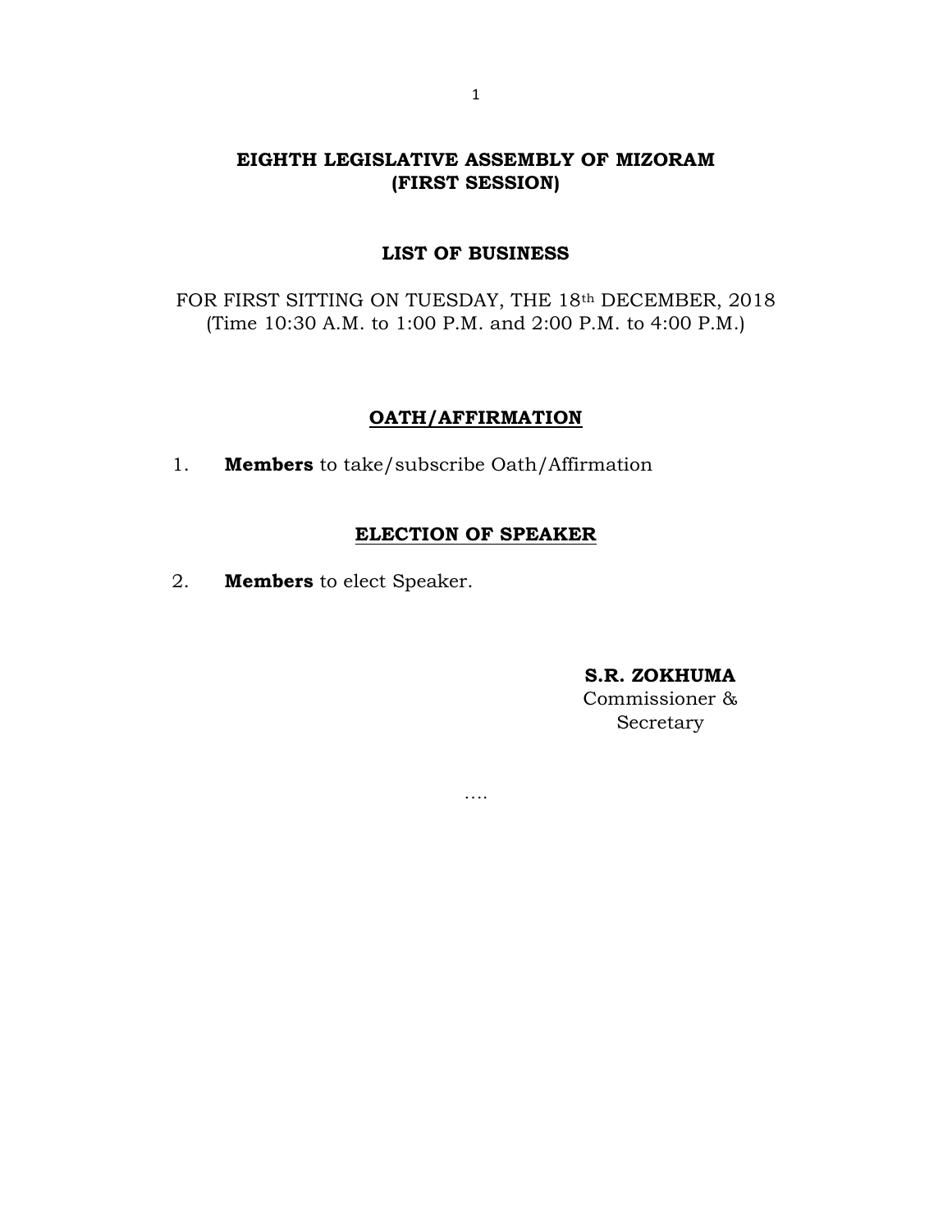# EIGHTH LEGISLATIVE ASSEMBLY OF MIZORAM
# (FIRST SESSION)

## LIST OF BUSINESS

FOR FIRST SITTING ON TUESDAY, THE 18th DECEMBER, 2018
(Time 10:30 A.M. to 1:00 P.M. and 2:00 P.M. to 4:00 P.M.)

### OATH/AFFIRMATION

1. **Members** to take/subscribe Oath/Affirmation

### ELECTION OF SPEAKER

2. **Members** to elect Speaker.

**S.R. ZOKHUMA**
Commissioner &
Secretary

….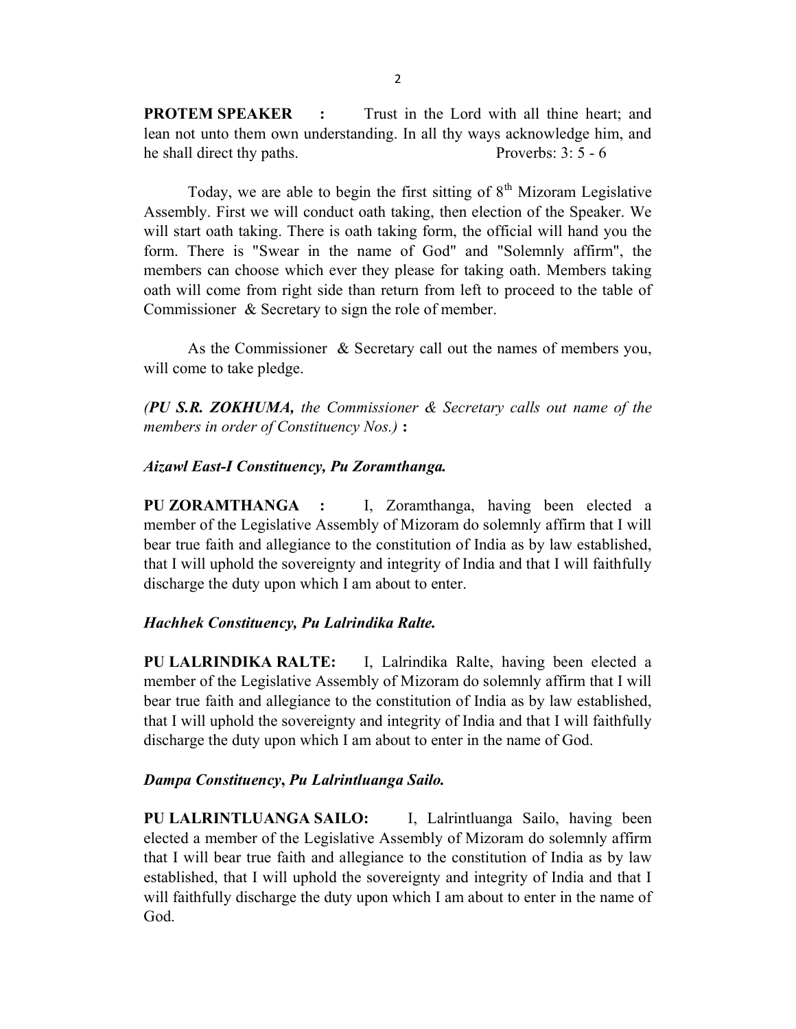**PROTEM SPEAKER :** Trust in the Lord with all thine heart; and lean not unto them own understanding. In all thy ways acknowledge him, and he shall direct thy paths. Proverbs: 3: 5 - 6

Today, we are able to begin the first sitting of 8th Mizoram Legislative Assembly. First we will conduct oath taking, then election of the Speaker. We will start oath taking. There is oath taking form, the official will hand you the form. There is "Swear in the name of God" and "Solemnly affirm", the members can choose which ever they please for taking oath. Members taking oath will come from right side than return from left to proceed to the table of Commissioner & Secretary to sign the role of member.

As the Commissioner & Secretary call out the names of members you, will come to take pledge.

*(**PU S.R. ZOKHUMA,** the Commissioner & Secretary calls out name of the members in order of Constituency Nos.)* **:**

***Aizawl East-I Constituency, Pu Zoramthanga.***

**PU ZORAMTHANGA :** I, Zoramthanga, having been elected a member of the Legislative Assembly of Mizoram do solemnly affirm that I will bear true faith and allegiance to the constitution of India as by law established, that I will uphold the sovereignty and integrity of India and that I will faithfully discharge the duty upon which I am about to enter.

***Hachhek Constituency, Pu Lalrindika Ralte.***

**PU LALRINDIKA RALTE:** I, Lalrindika Ralte, having been elected a member of the Legislative Assembly of Mizoram do solemnly affirm that I will bear true faith and allegiance to the constitution of India as by law established, that I will uphold the sovereignty and integrity of India and that I will faithfully discharge the duty upon which I am about to enter in the name of God.

***Dampa Constituency, Pu Lalrintluanga Sailo.***

**PU LALRINTLUANGA SAILO:** I, Lalrintluanga Sailo, having been elected a member of the Legislative Assembly of Mizoram do solemnly affirm that I will bear true faith and allegiance to the constitution of India as by law established, that I will uphold the sovereignty and integrity of India and that I will faithfully discharge the duty upon which I am about to enter in the name of God.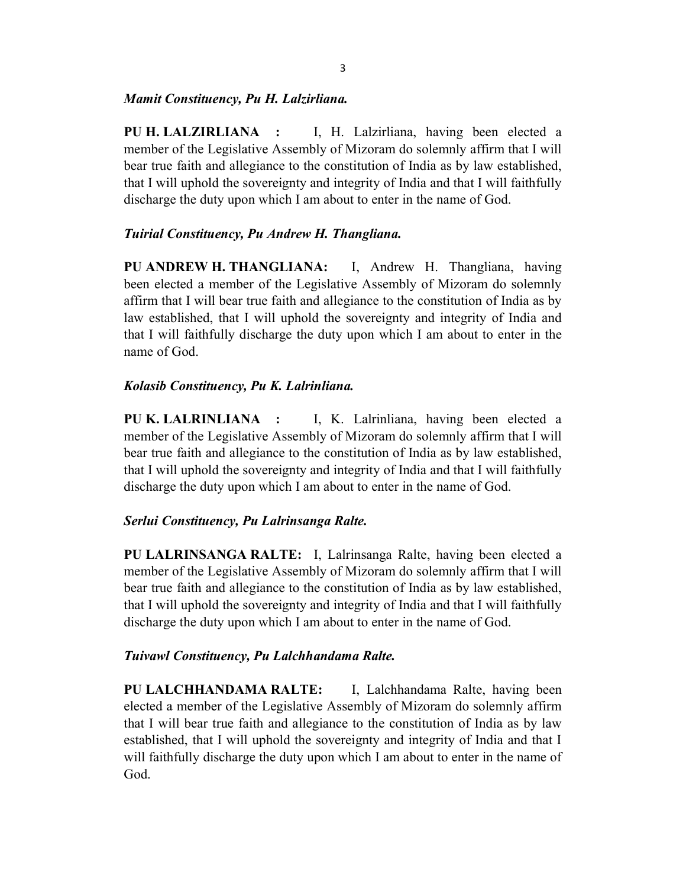*Mamit Constituency, Pu H. Lalzirliana.*

**PU H. LALZIRLIANA :** I, H. Lalzirliana, having been elected a member of the Legislative Assembly of Mizoram do solemnly affirm that I will bear true faith and allegiance to the constitution of India as by law established, that I will uphold the sovereignty and integrity of India and that I will faithfully discharge the duty upon which I am about to enter in the name of God.

*Tuirial Constituency, Pu Andrew H. Thangliana.*

**PU ANDREW H. THANGLIANA:** I, Andrew H. Thangliana, having been elected a member of the Legislative Assembly of Mizoram do solemnly affirm that I will bear true faith and allegiance to the constitution of India as by law established, that I will uphold the sovereignty and integrity of India and that I will faithfully discharge the duty upon which I am about to enter in the name of God.

*Kolasib Constituency, Pu K. Lalrinliana.*

**PU K. LALRINLIANA :** I, K. Lalrinliana, having been elected a member of the Legislative Assembly of Mizoram do solemnly affirm that I will bear true faith and allegiance to the constitution of India as by law established, that I will uphold the sovereignty and integrity of India and that I will faithfully discharge the duty upon which I am about to enter in the name of God.

*Serlui Constituency, Pu Lalrinsanga Ralte.*

**PU LALRINSANGA RALTE:** I, Lalrinsanga Ralte, having been elected a member of the Legislative Assembly of Mizoram do solemnly affirm that I will bear true faith and allegiance to the constitution of India as by law established, that I will uphold the sovereignty and integrity of India and that I will faithfully discharge the duty upon which I am about to enter in the name of God.

*Tuivawl Constituency, Pu Lalchhandama Ralte.*

**PU LALCHHANDAMA RALTE:** I, Lalchhandama Ralte, having been elected a member of the Legislative Assembly of Mizoram do solemnly affirm that I will bear true faith and allegiance to the constitution of India as by law established, that I will uphold the sovereignty and integrity of India and that I will faithfully discharge the duty upon which I am about to enter in the name of God.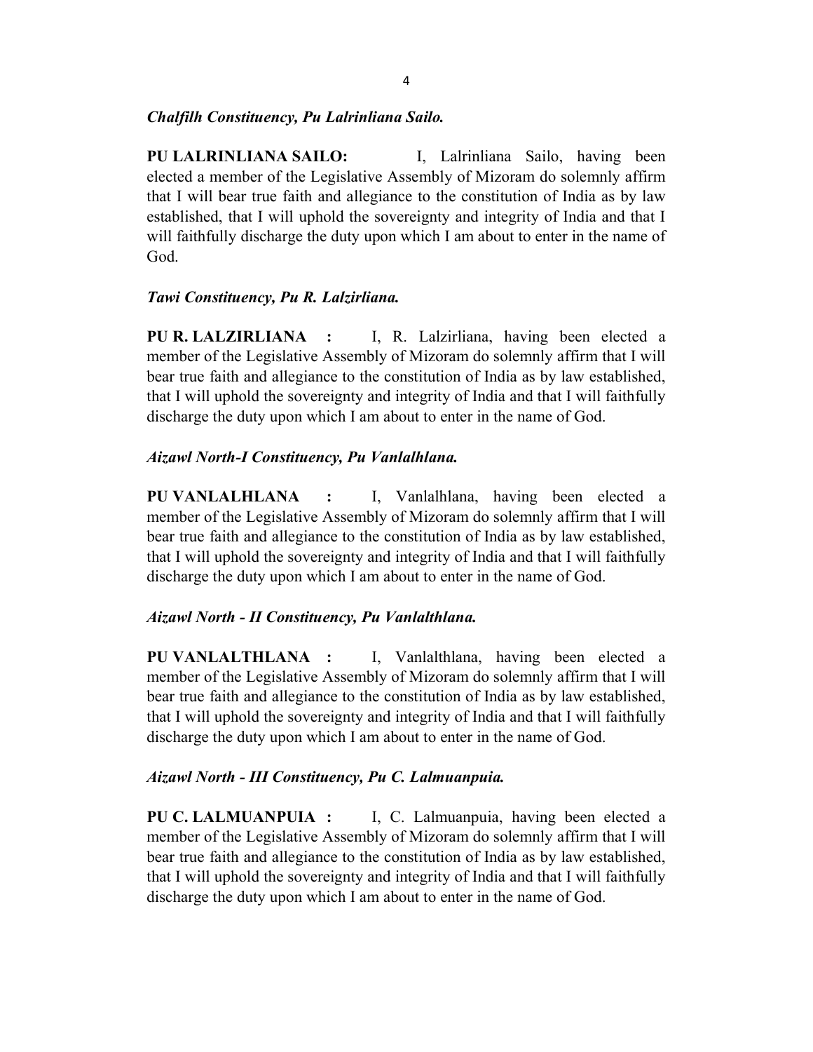*Chalfilh Constituency, Pu Lalrinliana Sailo.*

**PU LALRINLIANA SAILO:** I, Lalrinliana Sailo, having been elected a member of the Legislative Assembly of Mizoram do solemnly affirm that I will bear true faith and allegiance to the constitution of India as by law established, that I will uphold the sovereignty and integrity of India and that I will faithfully discharge the duty upon which I am about to enter in the name of God.

*Tawi Constituency, Pu R. Lalzirliana.*

**PU R. LALZIRLIANA :** I, R. Lalzirliana, having been elected a member of the Legislative Assembly of Mizoram do solemnly affirm that I will bear true faith and allegiance to the constitution of India as by law established, that I will uphold the sovereignty and integrity of India and that I will faithfully discharge the duty upon which I am about to enter in the name of God.

*Aizawl North-I Constituency, Pu Vanlalhlana.*

**PU VANLALHLANA :** I, Vanlalhlana, having been elected a member of the Legislative Assembly of Mizoram do solemnly affirm that I will bear true faith and allegiance to the constitution of India as by law established, that I will uphold the sovereignty and integrity of India and that I will faithfully discharge the duty upon which I am about to enter in the name of God.

*Aizawl North - II Constituency, Pu Vanlalthlana.*

**PU VANLALTHLANA :** I, Vanlalthlana, having been elected a member of the Legislative Assembly of Mizoram do solemnly affirm that I will bear true faith and allegiance to the constitution of India as by law established, that I will uphold the sovereignty and integrity of India and that I will faithfully discharge the duty upon which I am about to enter in the name of God.

*Aizawl North - III Constituency, Pu C. Lalmuanpuia.*

**PU C. LALMUANPUIA :** I, C. Lalmuanpuia, having been elected a member of the Legislative Assembly of Mizoram do solemnly affirm that I will bear true faith and allegiance to the constitution of India as by law established, that I will uphold the sovereignty and integrity of India and that I will faithfully discharge the duty upon which I am about to enter in the name of God.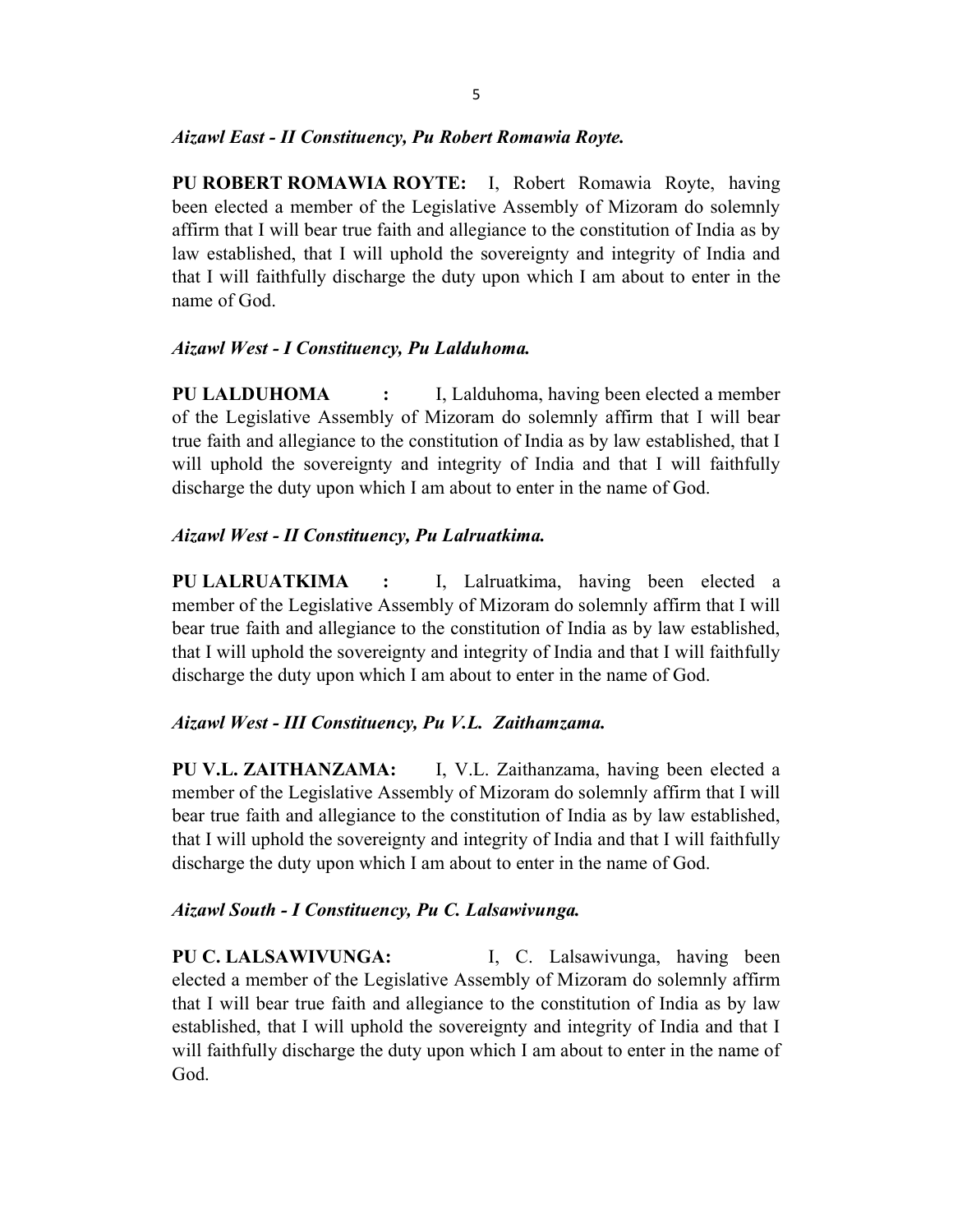*Aizawl East - II Constituency, Pu Robert Romawia Royte.*

**PU ROBERT ROMAWIA ROYTE:** I, Robert Romawia Royte, having been elected a member of the Legislative Assembly of Mizoram do solemnly affirm that I will bear true faith and allegiance to the constitution of India as by law established, that I will uphold the sovereignty and integrity of India and that I will faithfully discharge the duty upon which I am about to enter in the name of God.

*Aizawl West - I Constituency, Pu Lalduhoma.*

**PU LALDUHOMA :** I, Lalduhoma, having been elected a member of the Legislative Assembly of Mizoram do solemnly affirm that I will bear true faith and allegiance to the constitution of India as by law established, that I will uphold the sovereignty and integrity of India and that I will faithfully discharge the duty upon which I am about to enter in the name of God.

*Aizawl West - II Constituency, Pu Lalruatkima.*

**PU LALRUATKIMA :** I, Lalruatkima, having been elected a member of the Legislative Assembly of Mizoram do solemnly affirm that I will bear true faith and allegiance to the constitution of India as by law established, that I will uphold the sovereignty and integrity of India and that I will faithfully discharge the duty upon which I am about to enter in the name of God.

*Aizawl West - III Constituency, Pu V.L. Zaithamzama.*

**PU V.L. ZAITHANZAMA:** I, V.L. Zaithanzama, having been elected a member of the Legislative Assembly of Mizoram do solemnly affirm that I will bear true faith and allegiance to the constitution of India as by law established, that I will uphold the sovereignty and integrity of India and that I will faithfully discharge the duty upon which I am about to enter in the name of God.

*Aizawl South - I Constituency, Pu C. Lalsawivunga.*

**PU C. LALSAWIVUNGA:** I, C. Lalsawivunga, having been elected a member of the Legislative Assembly of Mizoram do solemnly affirm that I will bear true faith and allegiance to the constitution of India as by law established, that I will uphold the sovereignty and integrity of India and that I will faithfully discharge the duty upon which I am about to enter in the name of God.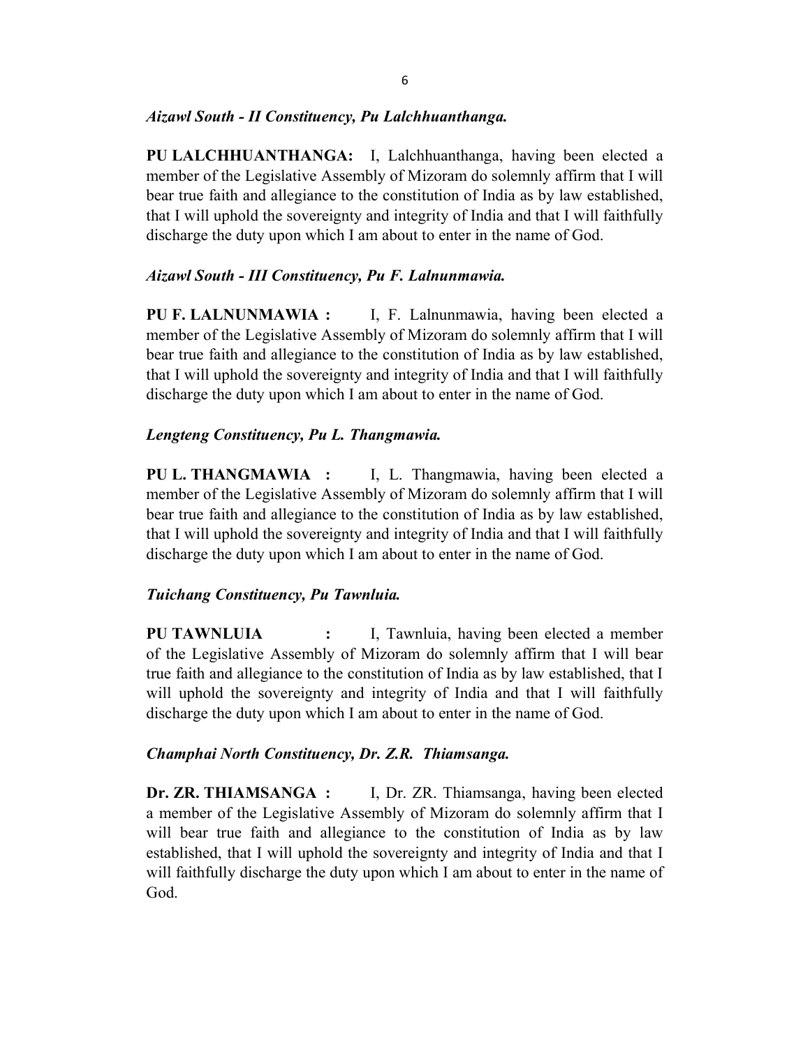*Aizawl South - II Constituency, Pu Lalchhuanthanga.*

**PU LALCHHUANTHANGA:** I, Lalchhuanthanga, having been elected a member of the Legislative Assembly of Mizoram do solemnly affirm that I will bear true faith and allegiance to the constitution of India as by law established, that I will uphold the sovereignty and integrity of India and that I will faithfully discharge the duty upon which I am about to enter in the name of God.

*Aizawl South - III Constituency, Pu F. Lalnunmawia.*

**PU F. LALNUNMAWIA :** I, F. Lalnunmawia, having been elected a member of the Legislative Assembly of Mizoram do solemnly affirm that I will bear true faith and allegiance to the constitution of India as by law established, that I will uphold the sovereignty and integrity of India and that I will faithfully discharge the duty upon which I am about to enter in the name of God.

*Lengteng Constituency, Pu L. Thangmawia.*

**PU L. THANGMAWIA :** I, L. Thangmawia, having been elected a member of the Legislative Assembly of Mizoram do solemnly affirm that I will bear true faith and allegiance to the constitution of India as by law established, that I will uphold the sovereignty and integrity of India and that I will faithfully discharge the duty upon which I am about to enter in the name of God.

*Tuichang Constituency, Pu Tawnluia.*

**PU TAWNLUIA :** I, Tawnluia, having been elected a member of the Legislative Assembly of Mizoram do solemnly affirm that I will bear true faith and allegiance to the constitution of India as by law established, that I will uphold the sovereignty and integrity of India and that I will faithfully discharge the duty upon which I am about to enter in the name of God.

*Champhai North Constituency, Dr. Z.R. Thiamsanga.*

**Dr. ZR. THIAMSANGA :** I, Dr. ZR. Thiamsanga, having been elected a member of the Legislative Assembly of Mizoram do solemnly affirm that I will bear true faith and allegiance to the constitution of India as by law established, that I will uphold the sovereignty and integrity of India and that I will faithfully discharge the duty upon which I am about to enter in the name of God.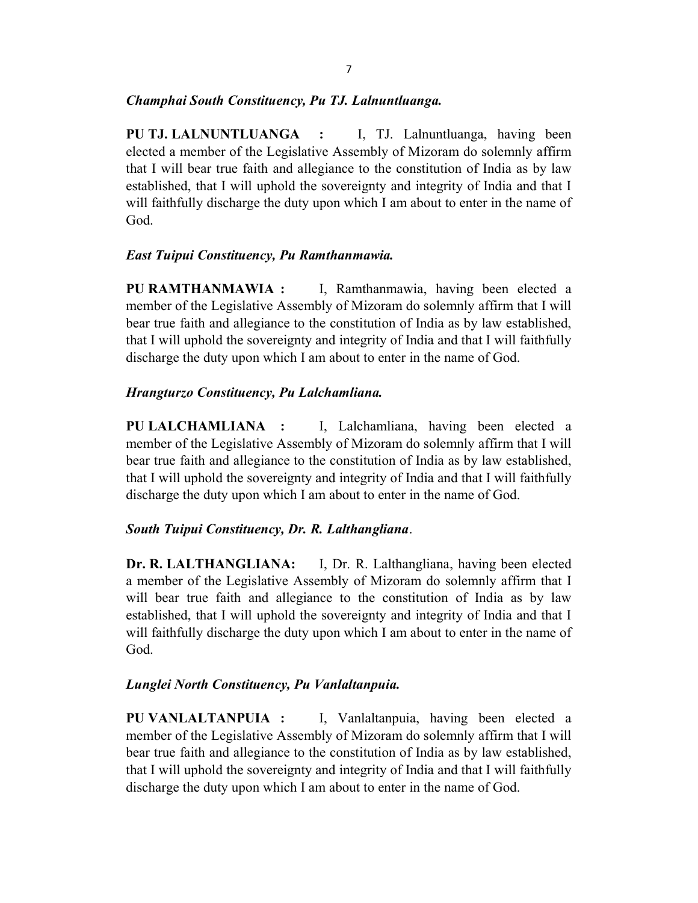*__Champhai South Constituency, Pu TJ. Lalnuntluanga.__*

**PU TJ. LALNUNTLUANGA :** I, TJ. Lalnuntluanga, having been elected a member of the Legislative Assembly of Mizoram do solemnly affirm that I will bear true faith and allegiance to the constitution of India as by law established, that I will uphold the sovereignty and integrity of India and that I will faithfully discharge the duty upon which I am about to enter in the name of God.

*__East Tuipui Constituency, Pu Ramthanmawia.__*

**PU RAMTHANMAWIA :** I, Ramthanmawia, having been elected a member of the Legislative Assembly of Mizoram do solemnly affirm that I will bear true faith and allegiance to the constitution of India as by law established, that I will uphold the sovereignty and integrity of India and that I will faithfully discharge the duty upon which I am about to enter in the name of God.

*__Hrangturzo Constituency, Pu Lalchamliana.__*

**PU LALCHAMLIANA :** I, Lalchamliana, having been elected a member of the Legislative Assembly of Mizoram do solemnly affirm that I will bear true faith and allegiance to the constitution of India as by law established, that I will uphold the sovereignty and integrity of India and that I will faithfully discharge the duty upon which I am about to enter in the name of God.

*__South Tuipui Constituency, Dr. R. Lalthangliana__*.

**Dr. R. LALTHANGLIANA:** I, Dr. R. Lalthangliana, having been elected a member of the Legislative Assembly of Mizoram do solemnly affirm that I will bear true faith and allegiance to the constitution of India as by law established, that I will uphold the sovereignty and integrity of India and that I will faithfully discharge the duty upon which I am about to enter in the name of God.

*__Lunglei North Constituency, Pu Vanlaltanpuia.__*

**PU VANLALTANPUIA :** I, Vanlaltanpuia, having been elected a member of the Legislative Assembly of Mizoram do solemnly affirm that I will bear true faith and allegiance to the constitution of India as by law established, that I will uphold the sovereignty and integrity of India and that I will faithfully discharge the duty upon which I am about to enter in the name of God.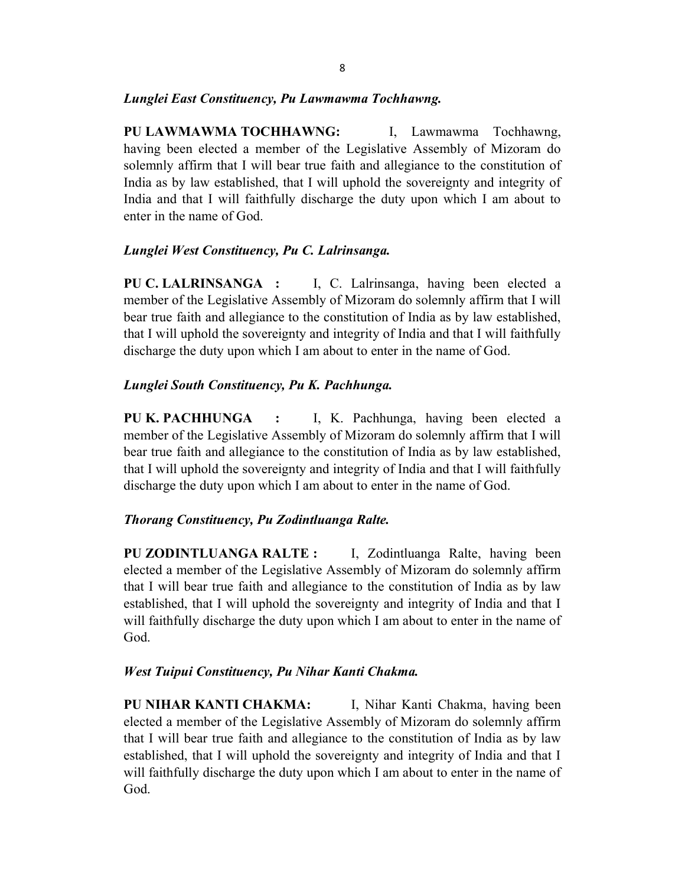*Lunglei East Constituency, Pu Lawmawma Tochhawng.*

**PU LAWMAWMA TOCHHAWNG:** I, Lawmawma Tochhawng, having been elected a member of the Legislative Assembly of Mizoram do solemnly affirm that I will bear true faith and allegiance to the constitution of India as by law established, that I will uphold the sovereignty and integrity of India and that I will faithfully discharge the duty upon which I am about to enter in the name of God.

*Lunglei West Constituency, Pu C. Lalrinsanga.*

**PU C. LALRINSANGA :** I, C. Lalrinsanga, having been elected a member of the Legislative Assembly of Mizoram do solemnly affirm that I will bear true faith and allegiance to the constitution of India as by law established, that I will uphold the sovereignty and integrity of India and that I will faithfully discharge the duty upon which I am about to enter in the name of God.

*Lunglei South Constituency, Pu K. Pachhunga.*

**PU K. PACHHUNGA :** I, K. Pachhunga, having been elected a member of the Legislative Assembly of Mizoram do solemnly affirm that I will bear true faith and allegiance to the constitution of India as by law established, that I will uphold the sovereignty and integrity of India and that I will faithfully discharge the duty upon which I am about to enter in the name of God.

*Thorang Constituency, Pu Zodintluanga Ralte.*

**PU ZODINTLUANGA RALTE :** I, Zodintluanga Ralte, having been elected a member of the Legislative Assembly of Mizoram do solemnly affirm that I will bear true faith and allegiance to the constitution of India as by law established, that I will uphold the sovereignty and integrity of India and that I will faithfully discharge the duty upon which I am about to enter in the name of God.

*West Tuipui Constituency, Pu Nihar Kanti Chakma.*

**PU NIHAR KANTI CHAKMA:** I, Nihar Kanti Chakma, having been elected a member of the Legislative Assembly of Mizoram do solemnly affirm that I will bear true faith and allegiance to the constitution of India as by law established, that I will uphold the sovereignty and integrity of India and that I will faithfully discharge the duty upon which I am about to enter in the name of God.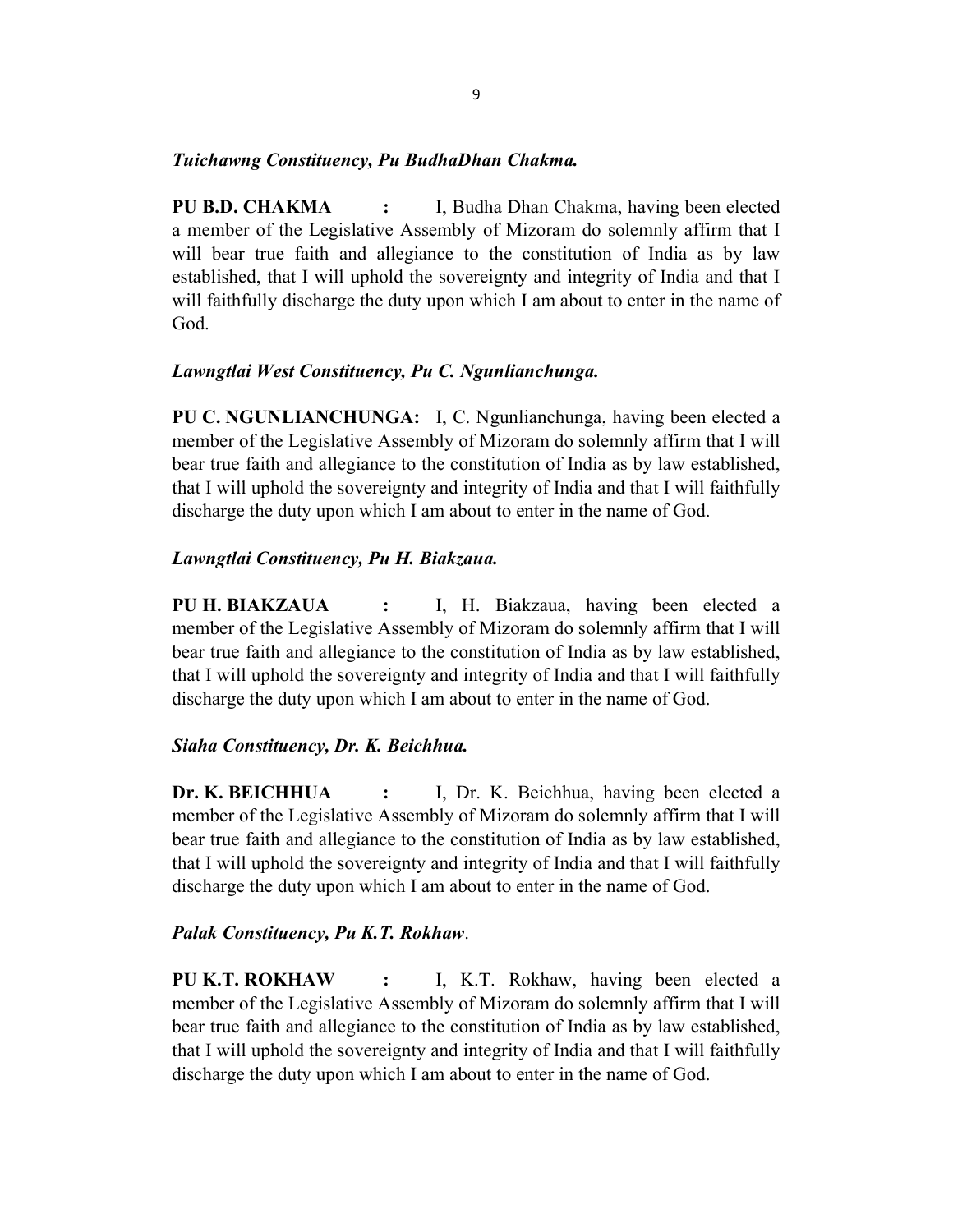***Tuichawng Constituency, Pu BudhaDhan Chakma.***

**PU B.D. CHAKMA :** I, Budha Dhan Chakma, having been elected a member of the Legislative Assembly of Mizoram do solemnly affirm that I will bear true faith and allegiance to the constitution of India as by law established, that I will uphold the sovereignty and integrity of India and that I will faithfully discharge the duty upon which I am about to enter in the name of God.

***Lawngtlai West Constituency, Pu C. Ngunlianchunga.***

**PU C. NGUNLIANCHUNGA:** I, C. Ngunlianchunga, having been elected a member of the Legislative Assembly of Mizoram do solemnly affirm that I will bear true faith and allegiance to the constitution of India as by law established, that I will uphold the sovereignty and integrity of India and that I will faithfully discharge the duty upon which I am about to enter in the name of God.

***Lawngtlai Constituency, Pu H. Biakzaua.***

**PU H. BIAKZAUA :** I, H. Biakzaua, having been elected a member of the Legislative Assembly of Mizoram do solemnly affirm that I will bear true faith and allegiance to the constitution of India as by law established, that I will uphold the sovereignty and integrity of India and that I will faithfully discharge the duty upon which I am about to enter in the name of God.

***Siaha Constituency, Dr. K. Beichhua.***

**Dr. K. BEICHHUA :** I, Dr. K. Beichhua, having been elected a member of the Legislative Assembly of Mizoram do solemnly affirm that I will bear true faith and allegiance to the constitution of India as by law established, that I will uphold the sovereignty and integrity of India and that I will faithfully discharge the duty upon which I am about to enter in the name of God.

***Palak Constituency, Pu K.T. Rokhaw*.**

**PU K.T. ROKHAW :** I, K.T. Rokhaw, having been elected a member of the Legislative Assembly of Mizoram do solemnly affirm that I will bear true faith and allegiance to the constitution of India as by law established, that I will uphold the sovereignty and integrity of India and that I will faithfully discharge the duty upon which I am about to enter in the name of God.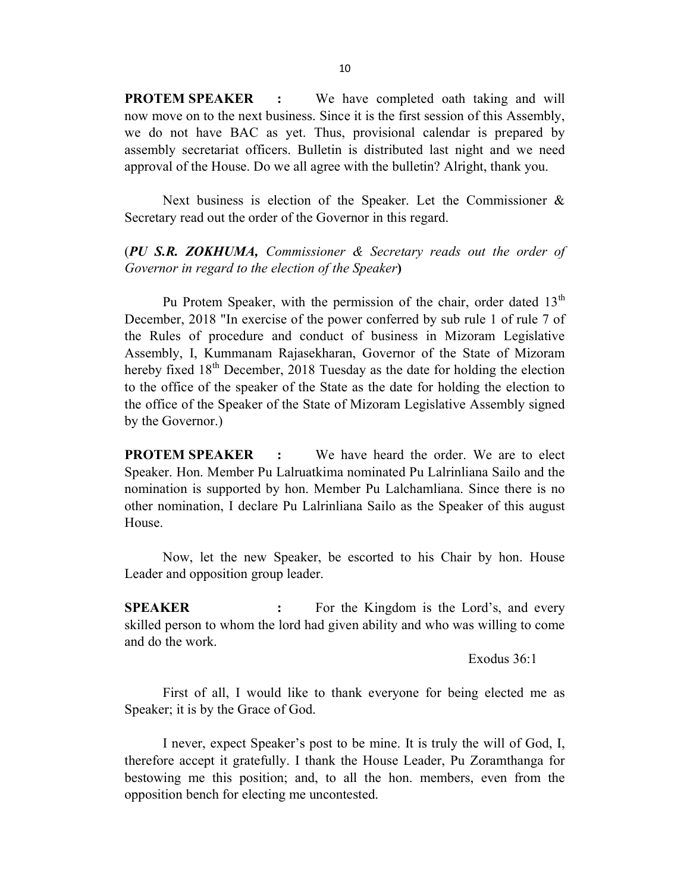**PROTEM SPEAKER :** We have completed oath taking and will now move on to the next business. Since it is the first session of this Assembly, we do not have BAC as yet. Thus, provisional calendar is prepared by assembly secretariat officers. Bulletin is distributed last night and we need approval of the House. Do we all agree with the bulletin? Alright, thank you.

Next business is election of the Speaker. Let the Commissioner & Secretary read out the order of the Governor in this regard.

(***PU S.R. ZOKHUMA,*** *Commissioner & Secretary reads out the order of Governor in regard to the election of the Speaker***)**

Pu Protem Speaker, with the permission of the chair, order dated 13th December, 2018 "In exercise of the power conferred by sub rule 1 of rule 7 of the Rules of procedure and conduct of business in Mizoram Legislative Assembly, I, Kummanam Rajasekharan, Governor of the State of Mizoram hereby fixed 18th December, 2018 Tuesday as the date for holding the election to the office of the speaker of the State as the date for holding the election to the office of the Speaker of the State of Mizoram Legislative Assembly signed by the Governor.)

**PROTEM SPEAKER :** We have heard the order. We are to elect Speaker. Hon. Member Pu Lalruatkima nominated Pu Lalrinliana Sailo and the nomination is supported by hon. Member Pu Lalchamliana. Since there is no other nomination, I declare Pu Lalrinliana Sailo as the Speaker of this august House.

Now, let the new Speaker, be escorted to his Chair by hon. House Leader and opposition group leader.

**SPEAKER :** For the Kingdom is the Lord's, and every skilled person to whom the lord had given ability and who was willing to come and do the work.

Exodus 36:1

First of all, I would like to thank everyone for being elected me as Speaker; it is by the Grace of God.

I never, expect Speaker's post to be mine. It is truly the will of God, I, therefore accept it gratefully. I thank the House Leader, Pu Zoramthanga for bestowing me this position; and, to all the hon. members, even from the opposition bench for electing me uncontested.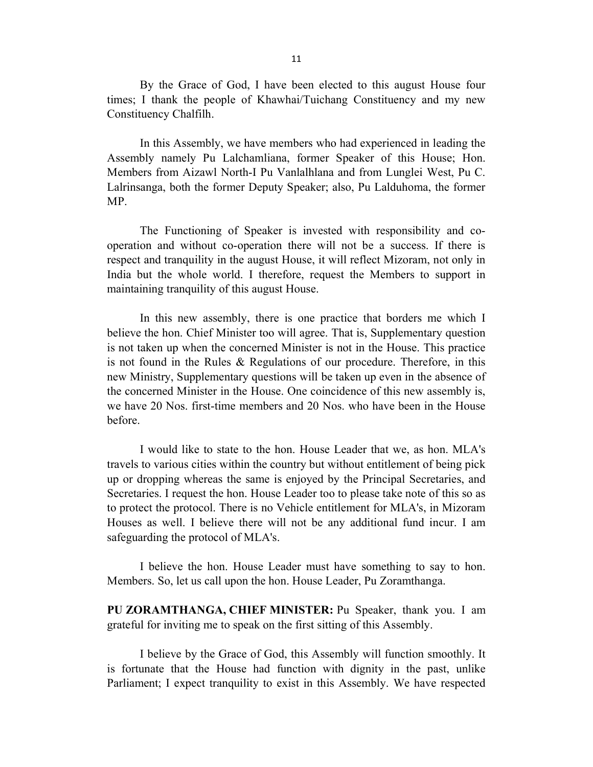By the Grace of God, I have been elected to this august House four times; I thank the people of Khawhai/Tuichang Constituency and my new Constituency Chalfilh.

In this Assembly, we have members who had experienced in leading the Assembly namely Pu Lalchamliana, former Speaker of this House; Hon. Members from Aizawl North-I Pu Vanlalhlana and from Lunglei West, Pu C. Lalrinsanga, both the former Deputy Speaker; also, Pu Lalduhoma, the former MP.

The Functioning of Speaker is invested with responsibility and co-operation and without co-operation there will not be a success. If there is respect and tranquility in the august House, it will reflect Mizoram, not only in India but the whole world. I therefore, request the Members to support in maintaining tranquility of this august House.

In this new assembly, there is one practice that borders me which I believe the hon. Chief Minister too will agree. That is, Supplementary question is not taken up when the concerned Minister is not in the House. This practice is not found in the Rules & Regulations of our procedure. Therefore, in this new Ministry, Supplementary questions will be taken up even in the absence of the concerned Minister in the House. One coincidence of this new assembly is, we have 20 Nos. first-time members and 20 Nos. who have been in the House before.

I would like to state to the hon. House Leader that we, as hon. MLA's travels to various cities within the country but without entitlement of being pick up or dropping whereas the same is enjoyed by the Principal Secretaries, and Secretaries. I request the hon. House Leader too to please take note of this so as to protect the protocol. There is no Vehicle entitlement for MLA's, in Mizoram Houses as well. I believe there will not be any additional fund incur. I am safeguarding the protocol of MLA's.

I believe the hon. House Leader must have something to say to hon. Members. So, let us call upon the hon. House Leader, Pu Zoramthanga.

**PU ZORAMTHANGA, CHIEF MINISTER:** Pu Speaker, thank you. I am grateful for inviting me to speak on the first sitting of this Assembly.

I believe by the Grace of God, this Assembly will function smoothly. It is fortunate that the House had function with dignity in the past, unlike Parliament; I expect tranquility to exist in this Assembly. We have respected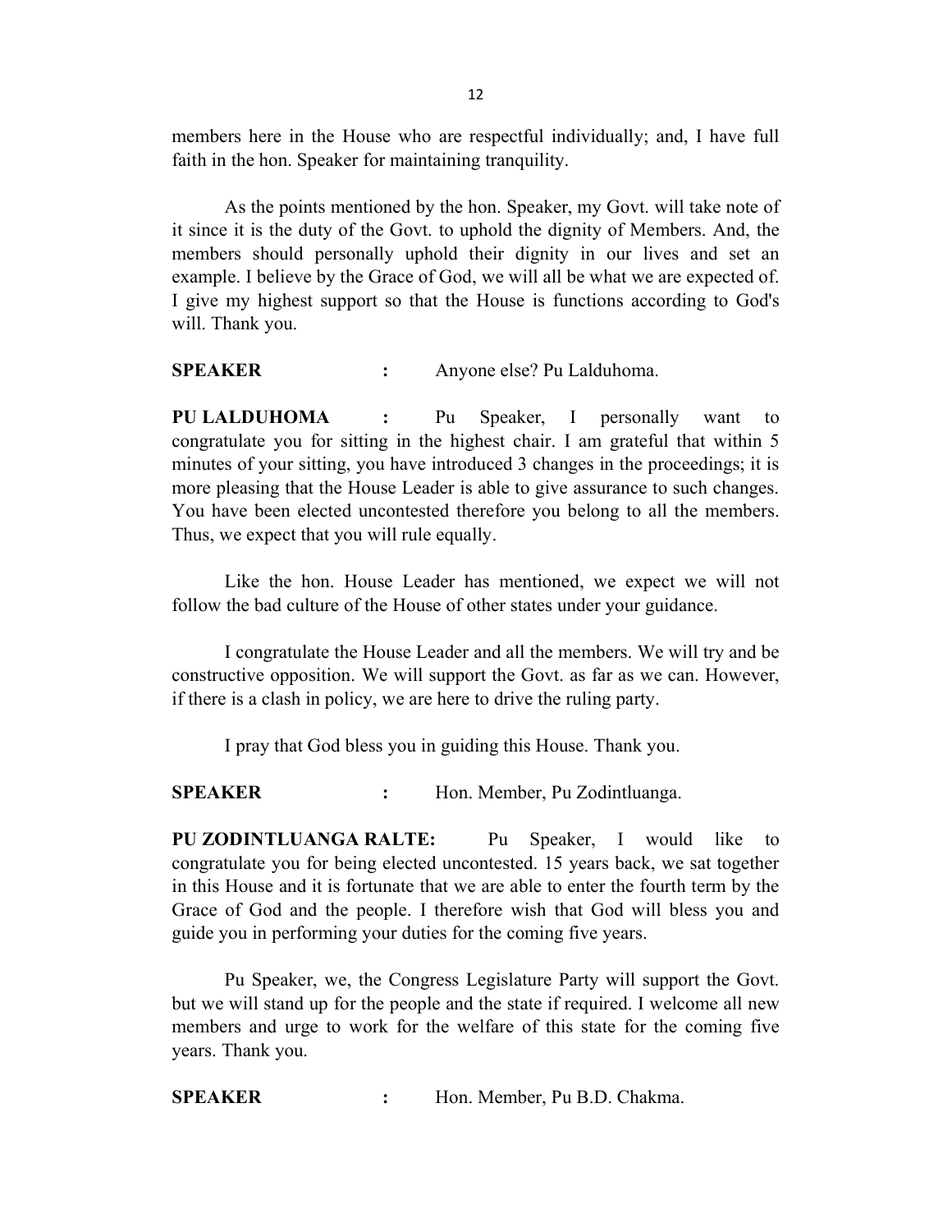members here in the House who are respectful individually; and, I have full faith in the hon. Speaker for maintaining tranquility.

As the points mentioned by the hon. Speaker, my Govt. will take note of it since it is the duty of the Govt. to uphold the dignity of Members. And, the members should personally uphold their dignity in our lives and set an example. I believe by the Grace of God, we will all be what we are expected of. I give my highest support so that the House is functions according to God's will. Thank you.

**SPEAKER** : Anyone else? Pu Lalduhoma.

**PU LALDUHOMA** : Pu Speaker, I personally want to congratulate you for sitting in the highest chair. I am grateful that within 5 minutes of your sitting, you have introduced 3 changes in the proceedings; it is more pleasing that the House Leader is able to give assurance to such changes. You have been elected uncontested therefore you belong to all the members. Thus, we expect that you will rule equally.

Like the hon. House Leader has mentioned, we expect we will not follow the bad culture of the House of other states under your guidance.

I congratulate the House Leader and all the members. We will try and be constructive opposition. We will support the Govt. as far as we can. However, if there is a clash in policy, we are here to drive the ruling party.

I pray that God bless you in guiding this House. Thank you.

**SPEAKER** : Hon. Member, Pu Zodintluanga.

**PU ZODINTLUANGA RALTE:** Pu Speaker, I would like to congratulate you for being elected uncontested. 15 years back, we sat together in this House and it is fortunate that we are able to enter the fourth term by the Grace of God and the people. I therefore wish that God will bless you and guide you in performing your duties for the coming five years.

Pu Speaker, we, the Congress Legislature Party will support the Govt. but we will stand up for the people and the state if required. I welcome all new members and urge to work for the welfare of this state for the coming five years. Thank you.

**SPEAKER** : Hon. Member, Pu B.D. Chakma.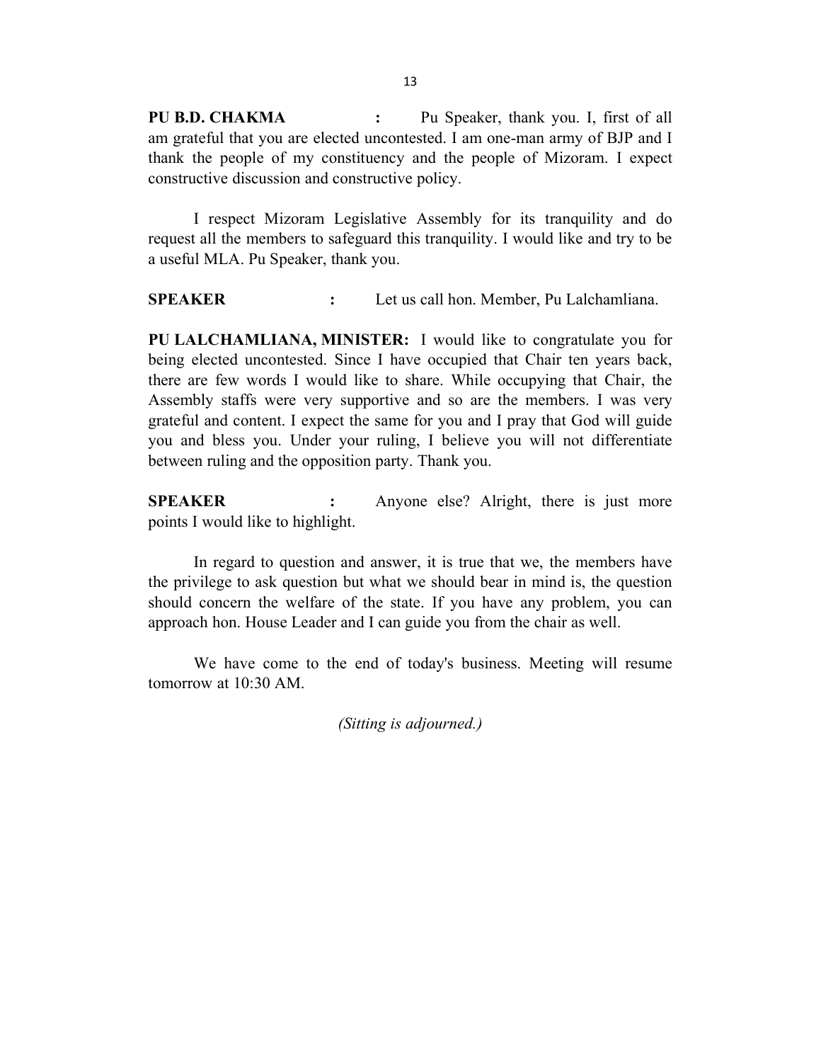**PU B.D. CHAKMA :** Pu Speaker, thank you. I, first of all am grateful that you are elected uncontested. I am one-man army of BJP and I thank the people of my constituency and the people of Mizoram. I expect constructive discussion and constructive policy.

I respect Mizoram Legislative Assembly for its tranquility and do request all the members to safeguard this tranquility. I would like and try to be a useful MLA. Pu Speaker, thank you.

**SPEAKER :** Let us call hon. Member, Pu Lalchamliana.

**PU LALCHAMLIANA, MINISTER:** I would like to congratulate you for being elected uncontested. Since I have occupied that Chair ten years back, there are few words I would like to share. While occupying that Chair, the Assembly staffs were very supportive and so are the members. I was very grateful and content. I expect the same for you and I pray that God will guide you and bless you. Under your ruling, I believe you will not differentiate between ruling and the opposition party. Thank you.

**SPEAKER :** Anyone else? Alright, there is just more points I would like to highlight.

In regard to question and answer, it is true that we, the members have the privilege to ask question but what we should bear in mind is, the question should concern the welfare of the state. If you have any problem, you can approach hon. House Leader and I can guide you from the chair as well.

We have come to the end of today's business. Meeting will resume tomorrow at 10:30 AM.

*(Sitting is adjourned.)*